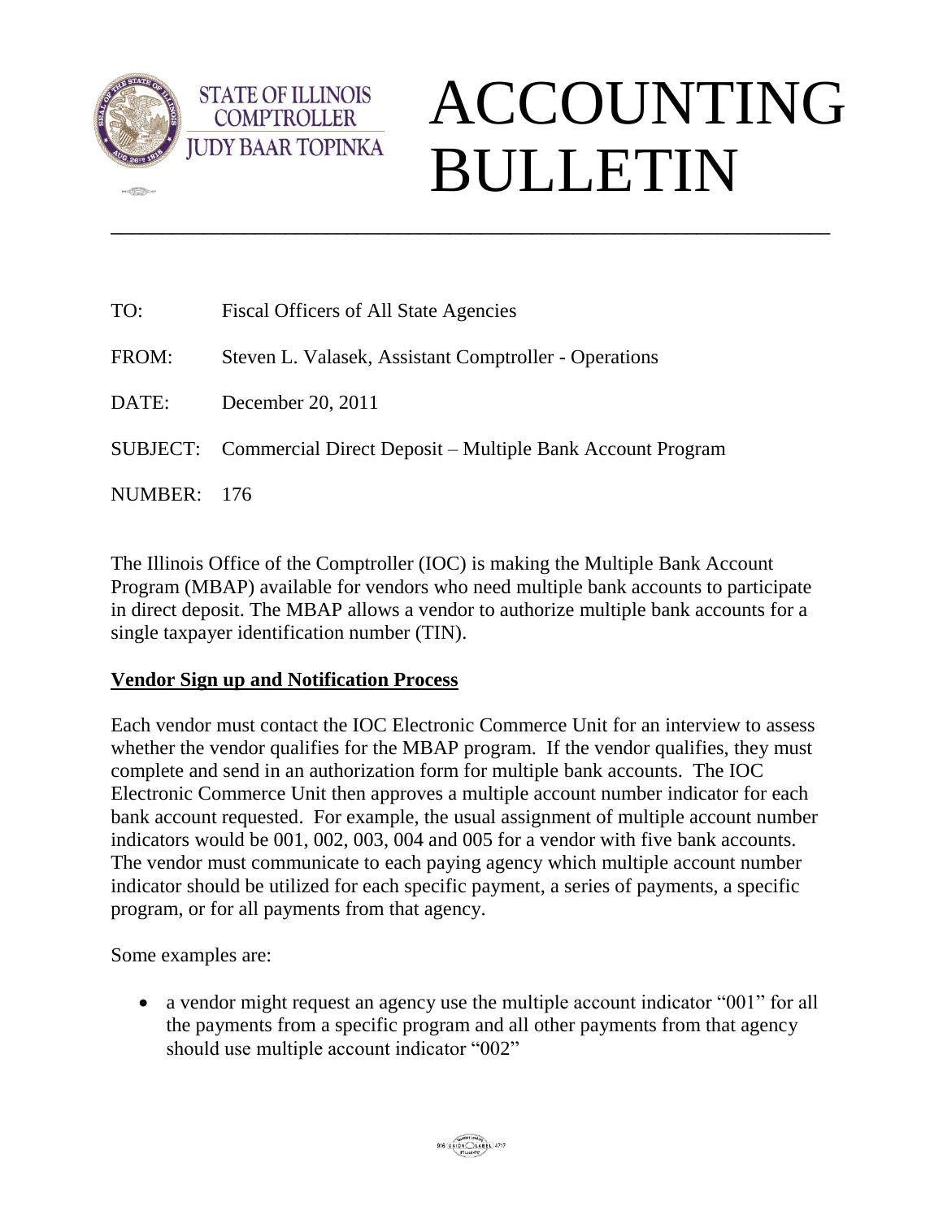STATE OF ILLINOIS
COMPTROLLER
JUDY BAAR TOPINKA

# ACCOUNTING BULLETIN

---

TO: Fiscal Officers of All State Agencies

FROM: Steven L. Valasek, Assistant Comptroller - Operations

DATE: December 20, 2011

SUBJECT: Commercial Direct Deposit – Multiple Bank Account Program

NUMBER: 176

The Illinois Office of the Comptroller (IOC) is making the Multiple Bank Account Program (MBAP) available for vendors who need multiple bank accounts to participate in direct deposit. The MBAP allows a vendor to authorize multiple bank accounts for a single taxpayer identification number (TIN).

## Vendor Sign up and Notification Process

Each vendor must contact the IOC Electronic Commerce Unit for an interview to assess whether the vendor qualifies for the MBAP program. If the vendor qualifies, they must complete and send in an authorization form for multiple bank accounts. The IOC Electronic Commerce Unit then approves a multiple account number indicator for each bank account requested. For example, the usual assignment of multiple account number indicators would be 001, 002, 003, 004 and 005 for a vendor with five bank accounts. The vendor must communicate to each paying agency which multiple account number indicator should be utilized for each specific payment, a series of payments, a specific program, or for all payments from that agency.

Some examples are:

- a vendor might request an agency use the multiple account indicator "001" for all the payments from a specific program and all other payments from that agency should use multiple account indicator "002"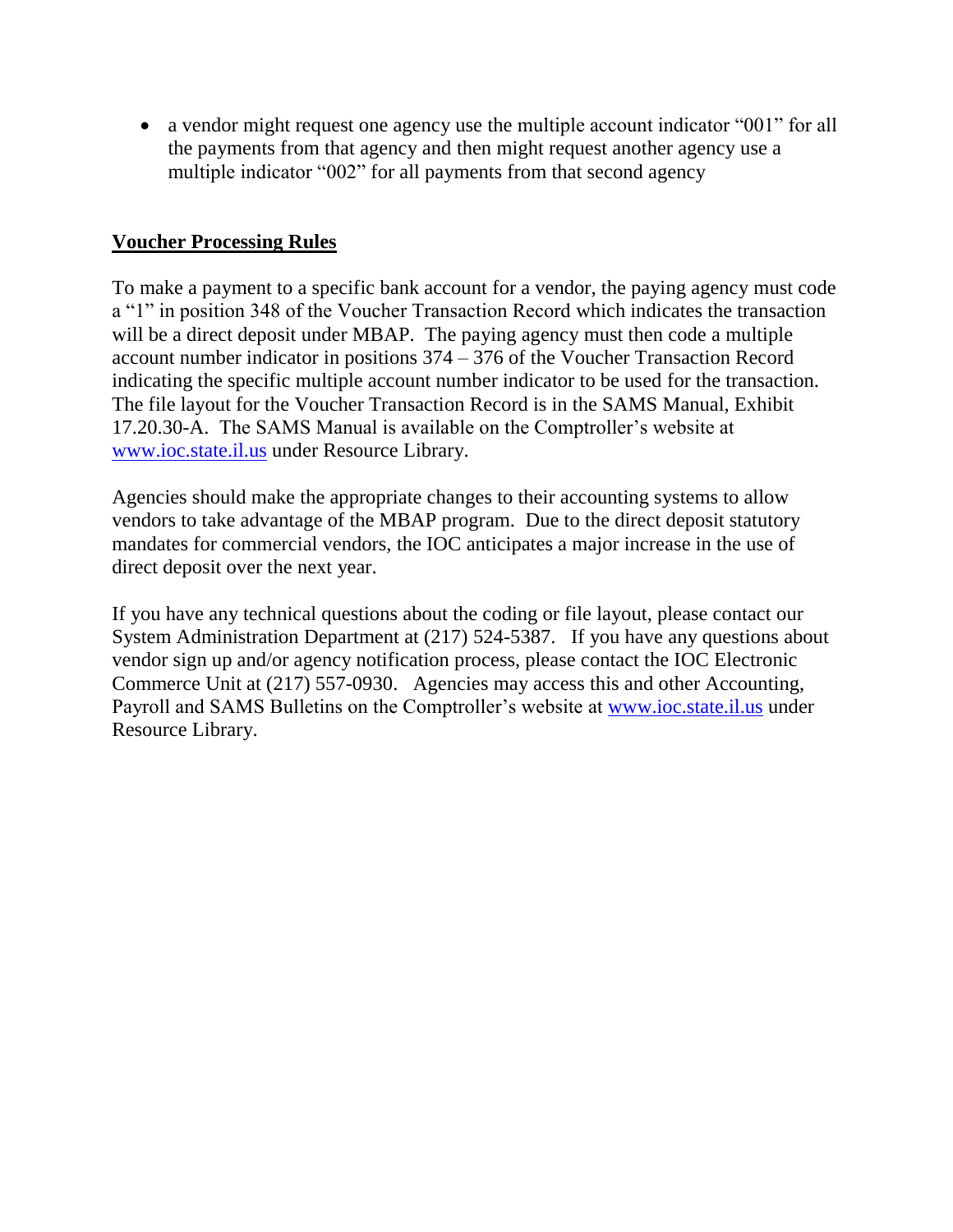- a vendor might request one agency use the multiple account indicator “001” for all the payments from that agency and then might request another agency use a multiple indicator “002” for all payments from that second agency

## **Voucher Processing Rules**

To make a payment to a specific bank account for a vendor, the paying agency must code a “1” in position 348 of the Voucher Transaction Record which indicates the transaction will be a direct deposit under MBAP. The paying agency must then code a multiple account number indicator in positions 374 – 376 of the Voucher Transaction Record indicating the specific multiple account number indicator to be used for the transaction. The file layout for the Voucher Transaction Record is in the SAMS Manual, Exhibit 17.20.30-A. The SAMS Manual is available on the Comptroller’s website at [www.ioc.state.il.us](http://www.ioc.state.il.us) under Resource Library.

Agencies should make the appropriate changes to their accounting systems to allow vendors to take advantage of the MBAP program. Due to the direct deposit statutory mandates for commercial vendors, the IOC anticipates a major increase in the use of direct deposit over the next year.

If you have any technical questions about the coding or file layout, please contact our System Administration Department at (217) 524-5387. If you have any questions about vendor sign up and/or agency notification process, please contact the IOC Electronic Commerce Unit at (217) 557-0930. Agencies may access this and other Accounting, Payroll and SAMS Bulletins on the Comptroller’s website at [www.ioc.state.il.us](http://www.ioc.state.il.us) under Resource Library.